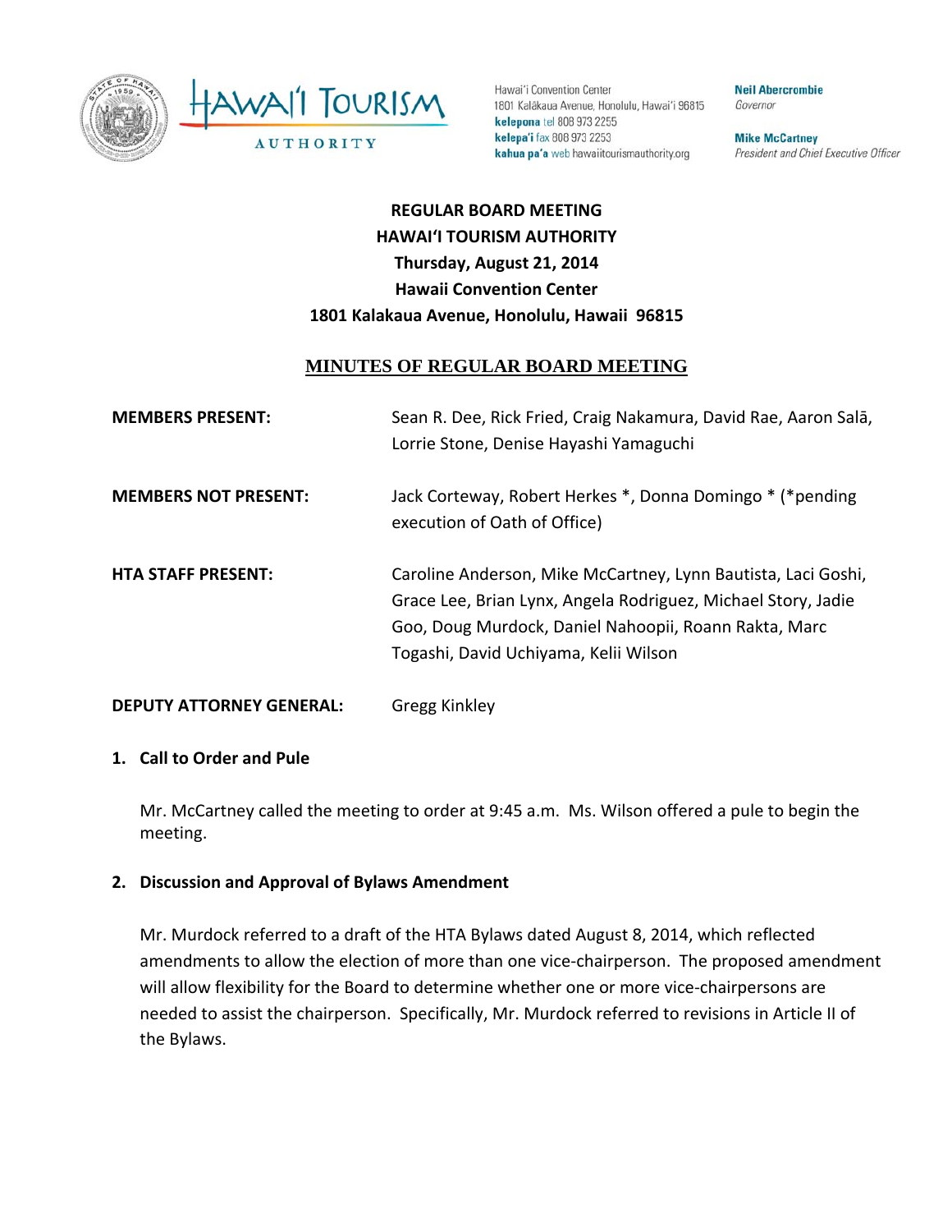Hawai'i Convention Center
1801 Kalākaua Avenue, Honolulu, Hawai'i 96815
**kelepona** tel 808 973 2255
**kelepa'i** fax 808 973 2253
**kahua pa'a** web hawaiitourismauthority.org

**Neil Abercrombie**
*Governor*

**Mike McCartney**
*President and Chief Executive Officer*

**REGULAR BOARD MEETING**
**HAWAI'I TOURISM AUTHORITY**
**Thursday, August 21, 2014**
**Hawaii Convention Center**
**1801 Kalakaua Avenue, Honolulu, Hawaii 96815**

## MINUTES OF REGULAR BOARD MEETING

**MEMBERS PRESENT:** Sean R. Dee, Rick Fried, Craig Nakamura, David Rae, Aaron Salā, Lorrie Stone, Denise Hayashi Yamaguchi

**MEMBERS NOT PRESENT:** Jack Corteway, Robert Herkes *, Donna Domingo * (*pending execution of Oath of Office)

**HTA STAFF PRESENT:** Caroline Anderson, Mike McCartney, Lynn Bautista, Laci Goshi, Grace Lee, Brian Lynx, Angela Rodriguez, Michael Story, Jadie Goo, Doug Murdock, Daniel Nahoopii, Roann Rakta, Marc Togashi, David Uchiyama, Kelii Wilson

**DEPUTY ATTORNEY GENERAL:** Gregg Kinkley

### 1. Call to Order and Pule

Mr. McCartney called the meeting to order at 9:45 a.m. Ms. Wilson offered a pule to begin the meeting.

### 2. Discussion and Approval of Bylaws Amendment

Mr. Murdock referred to a draft of the HTA Bylaws dated August 8, 2014, which reflected amendments to allow the election of more than one vice-chairperson. The proposed amendment will allow flexibility for the Board to determine whether one or more vice-chairpersons are needed to assist the chairperson. Specifically, Mr. Murdock referred to revisions in Article II of the Bylaws.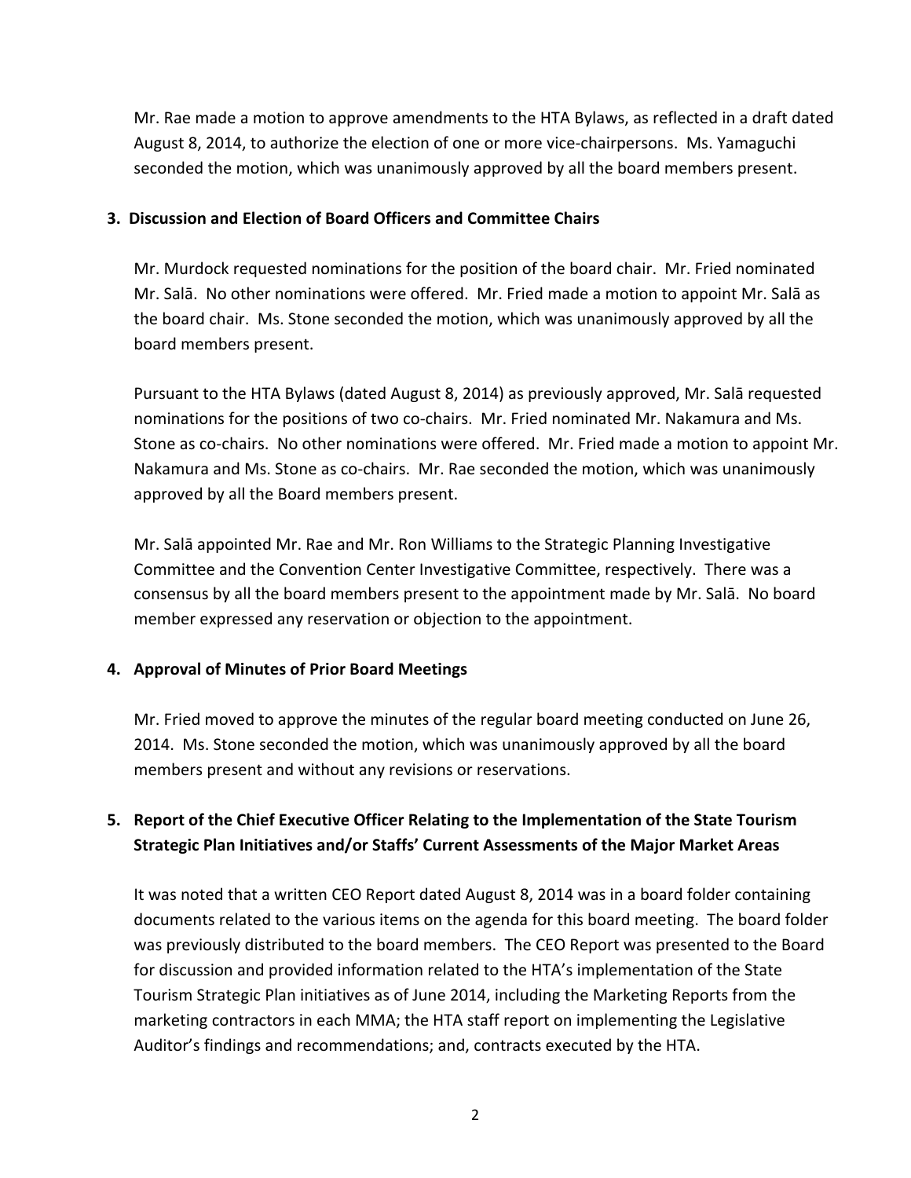Mr. Rae made a motion to approve amendments to the HTA Bylaws, as reflected in a draft dated August 8, 2014, to authorize the election of one or more vice-chairpersons. Ms. Yamaguchi seconded the motion, which was unanimously approved by all the board members present.

**3. Discussion and Election of Board Officers and Committee Chairs**

Mr. Murdock requested nominations for the position of the board chair. Mr. Fried nominated Mr. Salā. No other nominations were offered. Mr. Fried made a motion to appoint Mr. Salā as the board chair. Ms. Stone seconded the motion, which was unanimously approved by all the board members present.

Pursuant to the HTA Bylaws (dated August 8, 2014) as previously approved, Mr. Salā requested nominations for the positions of two co-chairs. Mr. Fried nominated Mr. Nakamura and Ms. Stone as co-chairs. No other nominations were offered. Mr. Fried made a motion to appoint Mr. Nakamura and Ms. Stone as co-chairs. Mr. Rae seconded the motion, which was unanimously approved by all the Board members present.

Mr. Salā appointed Mr. Rae and Mr. Ron Williams to the Strategic Planning Investigative Committee and the Convention Center Investigative Committee, respectively. There was a consensus by all the board members present to the appointment made by Mr. Salā. No board member expressed any reservation or objection to the appointment.

**4. Approval of Minutes of Prior Board Meetings**

Mr. Fried moved to approve the minutes of the regular board meeting conducted on June 26, 2014. Ms. Stone seconded the motion, which was unanimously approved by all the board members present and without any revisions or reservations.

**5. Report of the Chief Executive Officer Relating to the Implementation of the State Tourism Strategic Plan Initiatives and/or Staffs' Current Assessments of the Major Market Areas**

It was noted that a written CEO Report dated August 8, 2014 was in a board folder containing documents related to the various items on the agenda for this board meeting. The board folder was previously distributed to the board members. The CEO Report was presented to the Board for discussion and provided information related to the HTA's implementation of the State Tourism Strategic Plan initiatives as of June 2014, including the Marketing Reports from the marketing contractors in each MMA; the HTA staff report on implementing the Legislative Auditor's findings and recommendations; and, contracts executed by the HTA.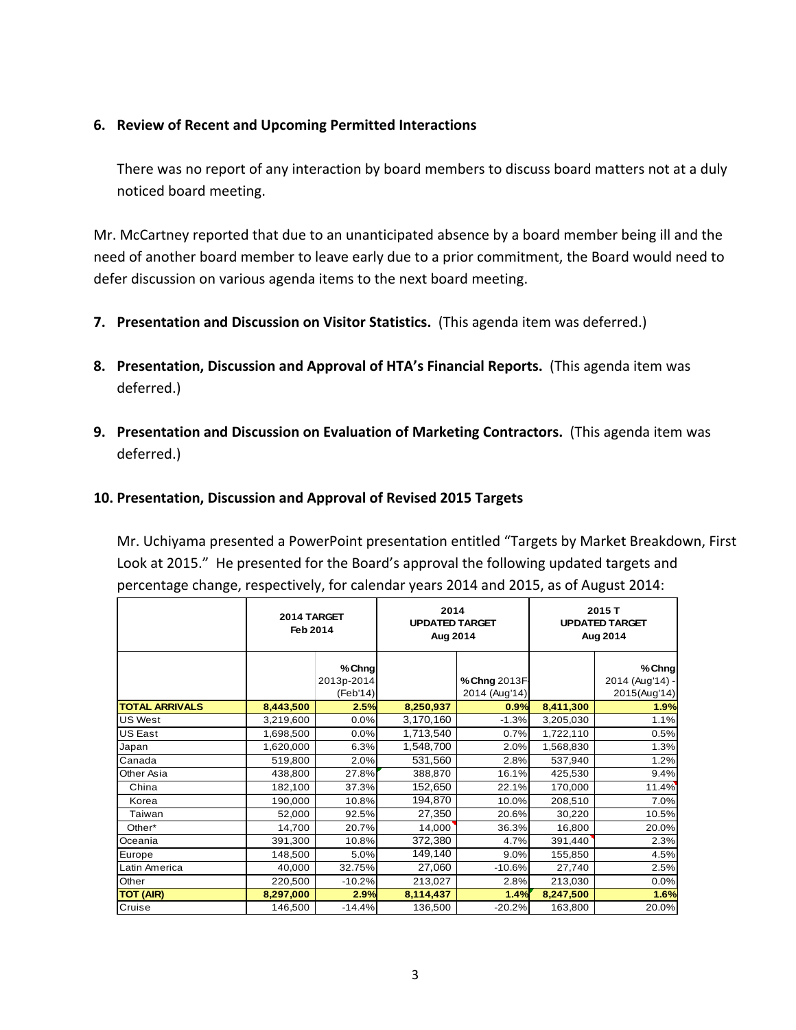6. **Review of Recent and Upcoming Permitted Interactions**

   There was no report of any interaction by board members to discuss board matters not at a duly noticed board meeting.

Mr. McCartney reported that due to an unanticipated absence by a board member being ill and the need of another board member to leave early due to a prior commitment, the Board would need to defer discussion on various agenda items to the next board meeting.

7. **Presentation and Discussion on Visitor Statistics.** (This agenda item was deferred.)

8. **Presentation, Discussion and Approval of HTA's Financial Reports.** (This agenda item was deferred.)

9. **Presentation and Discussion on Evaluation of Marketing Contractors.** (This agenda item was deferred.)

10. **Presentation, Discussion and Approval of Revised 2015 Targets**

    Mr. Uchiyama presented a PowerPoint presentation entitled "Targets by Market Breakdown, First Look at 2015." He presented for the Board's approval the following updated targets and percentage change, respectively, for calendar years 2014 and 2015, as of August 2014:

| | 2014 TARGET Feb 2014 | | 2014 UPDATED TARGET Aug 2014 | | 2015 T UPDATED TARGET Aug 2014 | |
|---|---|---|---|---|---|---|
| | | %Chng 2013p-2014 (Feb'14) | | %Chng 2013F-2014 (Aug'14) | | %Chng 2014 (Aug'14) - 2015(Aug'14) |
| **TOTAL ARRIVALS** | **8,443,500** | **2.5%** | **8,250,921** | **0.9%** | **8,411,300** | **1.9%** |
| US West | 3,219,600 | 0.0% | 3,170,160 | -1.3% | 3,205,030 | 1.1% |
| US East | 1,698,500 | 0.0% | 1,713,540 | 0.7% | 1,722,110 | 0.5% |
| Japan | 1,620,000 | 6.3% | 1,548,700 | 2.0% | 1,568,830 | 1.3% |
| Canada | 519,800 | 2.0% | 531,560 | 2.8% | 537,940 | 1.2% |
| Other Asia | 438,800 | 27.8% | 388,870 | 16.1% | 425,530 | 9.4% |
| China | 182,100 | 37.3% | 152,650 | 22.1% | 170,000 | 11.4% |
| Korea | 190,000 | 10.8% | 194,870 | 10.0% | 208,510 | 7.0% |
| Taiwan | 52,000 | 92.5% | 27,350 | 20.6% | 30,220 | 10.5% |
| Other* | 14,700 | 20.7% | 14,000 | 36.3% | 16,800 | 20.0% |
| Oceania | 391,300 | 10.8% | 372,380 | 4.7% | 391,440 | 2.3% |
| Europe | 148,500 | 5.0% | 149,140 | 9.0% | 155,850 | 4.5% |
| Latin America | 40,000 | 32.75% | 27,060 | -10.6% | 27,740 | 2.5% |
| Other | 220,500 | -10.2% | 213,027 | 2.8% | 213,030 | 0.0% |
| **TOT (AIR)** | **8,297,000** | **2.9%** | **8,114,437** | **1.4%** | **8,247,500** | **1.6%** |
| Cruise | 146,500 | -14.4% | 136,500 | -20.2% | 163,800 | 20.0% |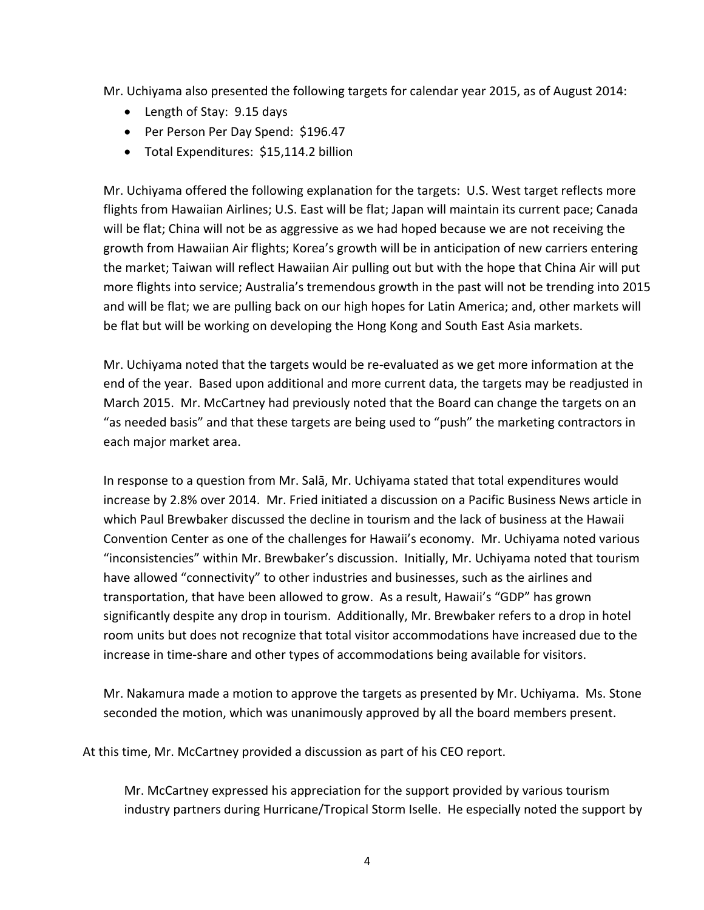Mr. Uchiyama also presented the following targets for calendar year 2015, as of August 2014:

- Length of Stay: 9.15 days
- Per Person Per Day Spend: $196.47
- Total Expenditures: $15,114.2 billion

Mr. Uchiyama offered the following explanation for the targets: U.S. West target reflects more flights from Hawaiian Airlines; U.S. East will be flat; Japan will maintain its current pace; Canada will be flat; China will not be as aggressive as we had hoped because we are not receiving the growth from Hawaiian Air flights; Korea's growth will be in anticipation of new carriers entering the market; Taiwan will reflect Hawaiian Air pulling out but with the hope that China Air will put more flights into service; Australia's tremendous growth in the past will not be trending into 2015 and will be flat; we are pulling back on our high hopes for Latin America; and, other markets will be flat but will be working on developing the Hong Kong and South East Asia markets.

Mr. Uchiyama noted that the targets would be re-evaluated as we get more information at the end of the year. Based upon additional and more current data, the targets may be readjusted in March 2015. Mr. McCartney had previously noted that the Board can change the targets on an "as needed basis" and that these targets are being used to "push" the marketing contractors in each major market area.

In response to a question from Mr. Salā, Mr. Uchiyama stated that total expenditures would increase by 2.8% over 2014. Mr. Fried initiated a discussion on a Pacific Business News article in which Paul Brewbaker discussed the decline in tourism and the lack of business at the Hawaii Convention Center as one of the challenges for Hawaii's economy. Mr. Uchiyama noted various "inconsistencies" within Mr. Brewbaker's discussion. Initially, Mr. Uchiyama noted that tourism have allowed "connectivity" to other industries and businesses, such as the airlines and transportation, that have been allowed to grow. As a result, Hawaii's "GDP" has grown significantly despite any drop in tourism. Additionally, Mr. Brewbaker refers to a drop in hotel room units but does not recognize that total visitor accommodations have increased due to the increase in time-share and other types of accommodations being available for visitors.

Mr. Nakamura made a motion to approve the targets as presented by Mr. Uchiyama. Ms. Stone seconded the motion, which was unanimously approved by all the board members present.

At this time, Mr. McCartney provided a discussion as part of his CEO report.

Mr. McCartney expressed his appreciation for the support provided by various tourism industry partners during Hurricane/Tropical Storm Iselle. He especially noted the support by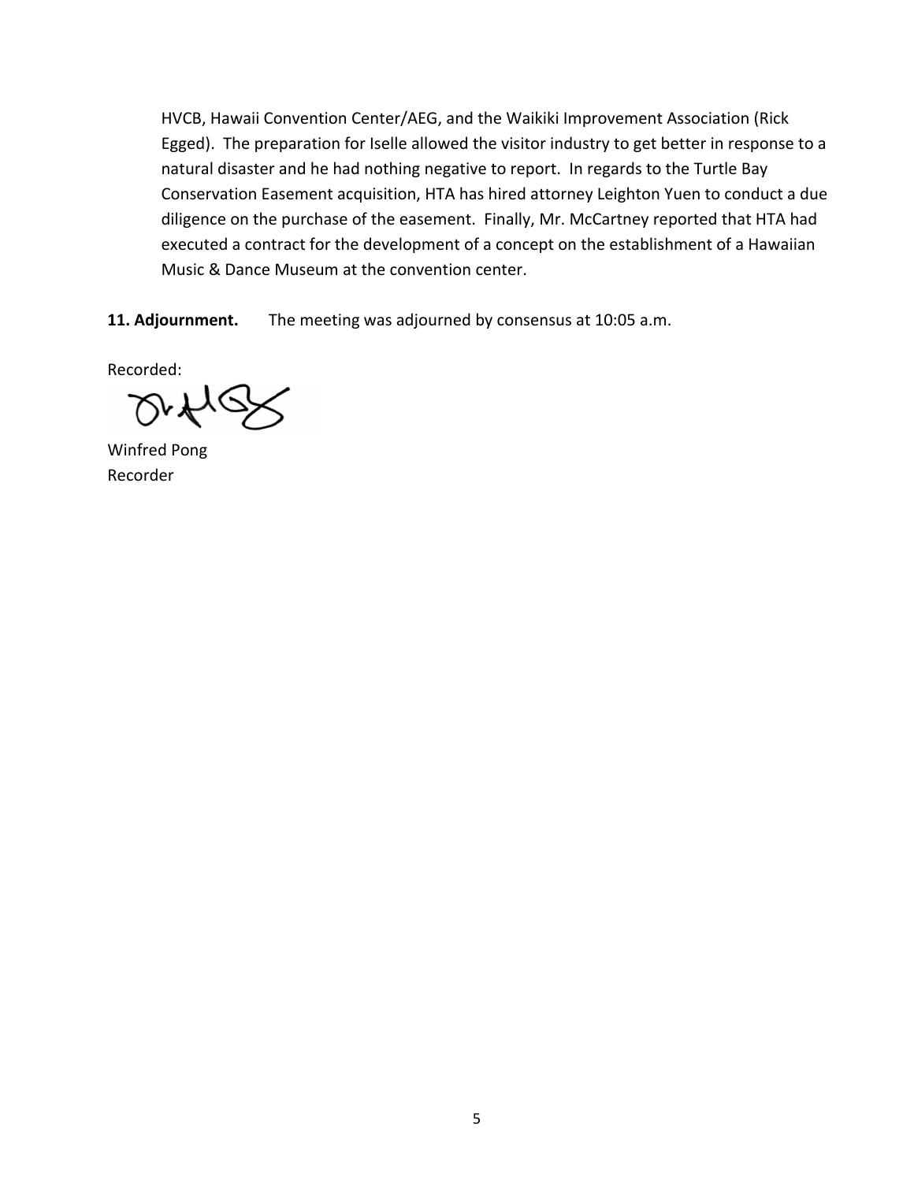HVCB, Hawaii Convention Center/AEG, and the Waikiki Improvement Association (Rick Egged). The preparation for Iselle allowed the visitor industry to get better in response to a natural disaster and he had nothing negative to report. In regards to the Turtle Bay Conservation Easement acquisition, HTA has hired attorney Leighton Yuen to conduct a due diligence on the purchase of the easement. Finally, Mr. McCartney reported that HTA had executed a contract for the development of a concept on the establishment of a Hawaiian Music & Dance Museum at the convention center.

**11. Adjournment.** The meeting was adjourned by consensus at 10:05 a.m.

Recorded:

Winfred Pong
Recorder